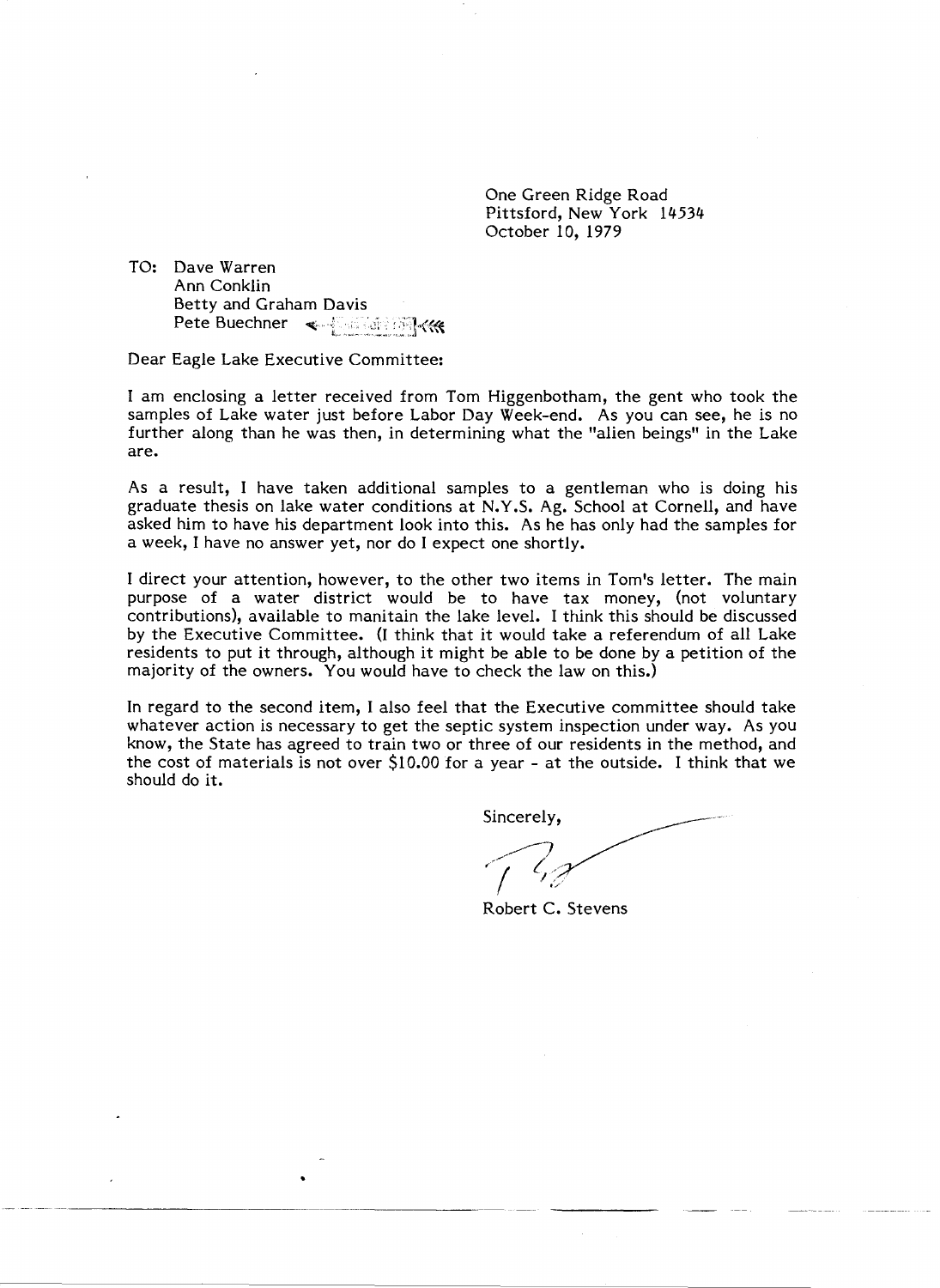One Green Ridge Road
Pittsford, New York 14534
October 10, 1979

TO: Dave Warren
Ann Conklin
Betty and Graham Davis
Pete Buechner

Dear Eagle Lake Executive Committee:

I am enclosing a letter received from Tom Higgenbotham, the gent who took the samples of Lake water just before Labor Day Week-end. As you can see, he is no further along than he was then, in determining what the "alien beings" in the Lake are.

As a result, I have taken additional samples to a gentleman who is doing his graduate thesis on lake water conditions at N.Y.S. Ag. School at Cornell, and have asked him to have his department look into this. As he has only had the samples for a week, I have no answer yet, nor do I expect one shortly.

I direct your attention, however, to the other two items in Tom's letter. The main purpose of a water district would be to have tax money, (not voluntary contributions), available to manitain the lake level. I think this should be discussed by the Executive Committee. (I think that it would take a referendum of all Lake residents to put it through, although it might be able to be done by a petition of the majority of the owners. You would have to check the law on this.)

In regard to the second item, I also feel that the Executive committee should take whatever action is necessary to get the septic system inspection under way. As you know, the State has agreed to train two or three of our residents in the method, and the cost of materials is not over $10.00 for a year - at the outside. I think that we should do it.

Sincerely,

Robert C. Stevens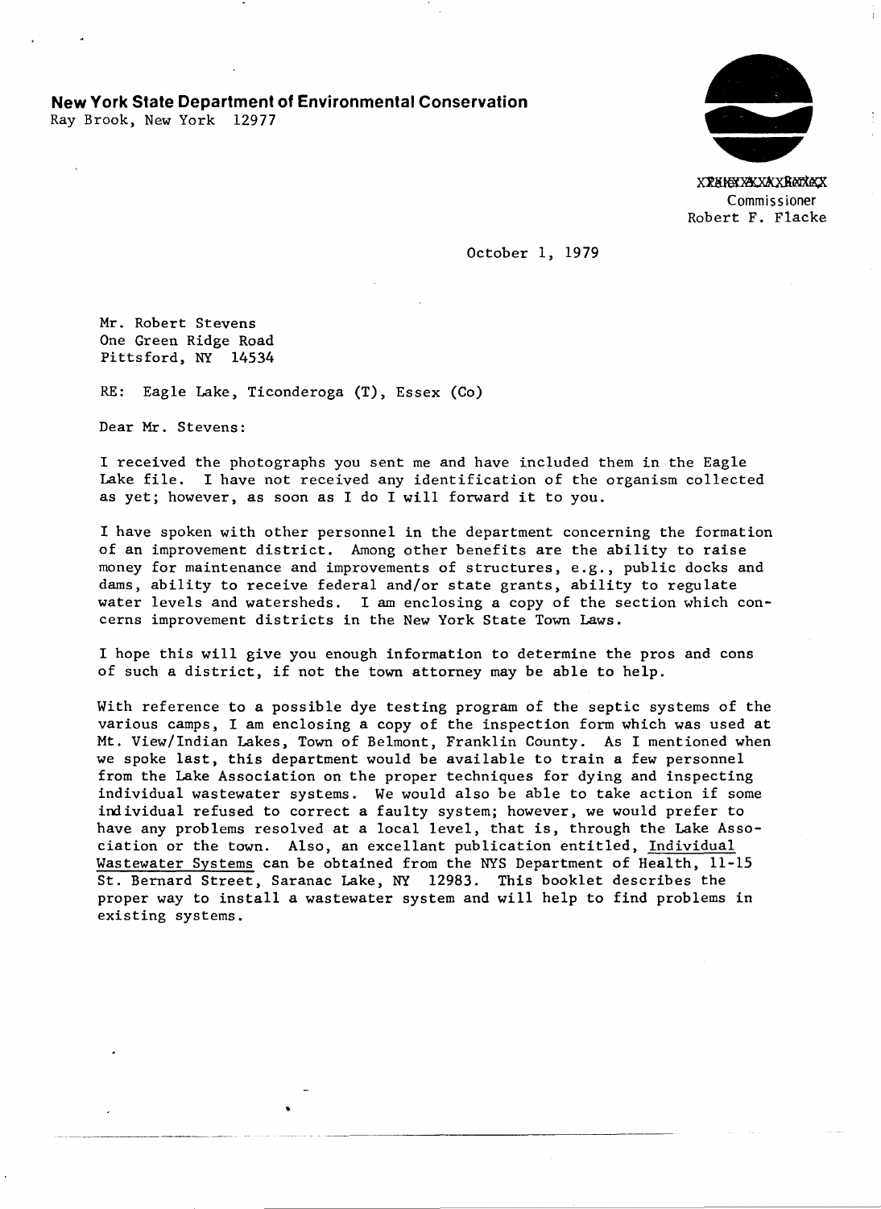**New York State Department of Environmental Conservation**
Ray Brook, New York 12977

XXXXXXXXXXXXX
Commissioner
Robert F. Flacke

October 1, 1979

Mr. Robert Stevens
One Green Ridge Road
Pittsford, NY 14534

RE: Eagle Lake, Ticonderoga (T), Essex (Co)

Dear Mr. Stevens:

I received the photographs you sent me and have included them in the Eagle Lake file. I have not received any identification of the organism collected as yet; however, as soon as I do I will forward it to you.

I have spoken with other personnel in the department concerning the formation of an improvement district. Among other benefits are the ability to raise money for maintenance and improvements of structures, e.g., public docks and dams, ability to receive federal and/or state grants, ability to regulate water levels and watersheds. I am enclosing a copy of the section which concerns improvement districts in the New York State Town Laws.

I hope this will give you enough information to determine the pros and cons of such a district, if not the town attorney may be able to help.

With reference to a possible dye testing program of the septic systems of the various camps, I am enclosing a copy of the inspection form which was used at Mt. View/Indian Lakes, Town of Belmont, Franklin County. As I mentioned when we spoke last, this department would be available to train a few personnel from the Lake Association on the proper techniques for dying and inspecting individual wastewater systems. We would also be able to take action if some individual refused to correct a faulty system; however, we would prefer to have any problems resolved at a local level, that is, through the Lake Association or the town. Also, an excellant publication entitled, Individual Wastewater Systems can be obtained from the NYS Department of Health, 11-15 St. Bernard Street, Saranac Lake, NY 12983. This booklet describes the proper way to install a wastewater system and will help to find problems in existing systems.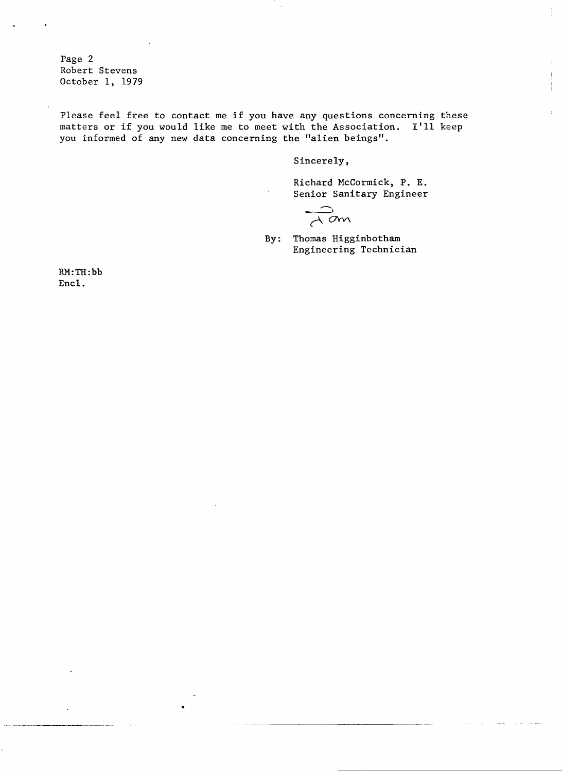Page 2
Robert Stevens
October 1, 1979

Please feel free to contact me if you have any questions concerning these matters or if you would like me to meet with the Association. I'll keep you informed of any new data concerning the "alien beings".

Sincerely,

Richard McCormick, P. E.
Senior Sanitary Engineer

Tom

By: Thomas Higginbotham
Engineering Technician

RM:TH:bb
Encl.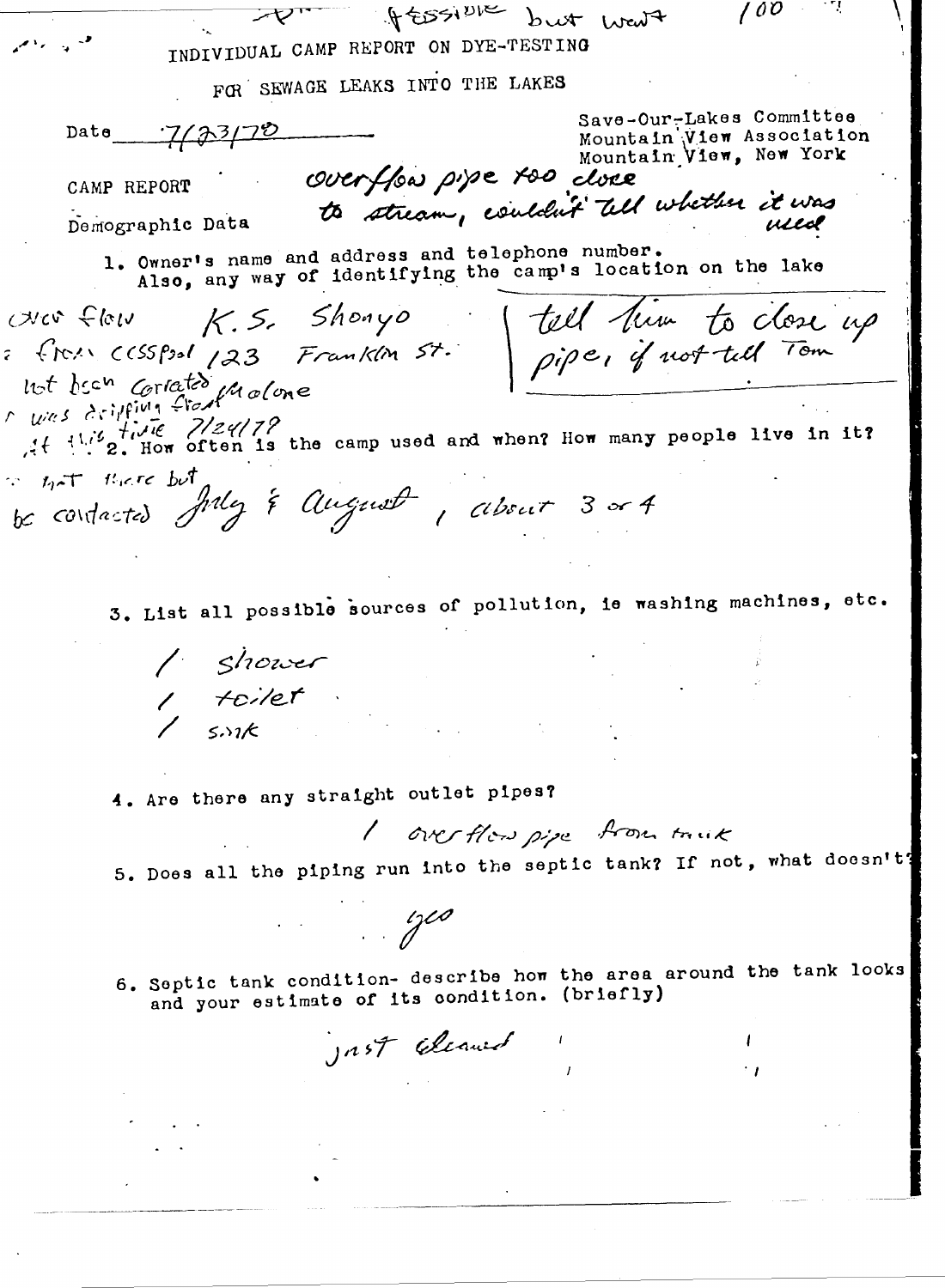Possible but went 100

INDIVIDUAL CAMP REPORT ON DYE-TESTING

FOR SEWAGE LEAKS INTO THE LAKES

Date 7/23/78

Save-Our-Lakes Committee
Mountain View Association
Mountain View, New York

CAMP REPORT

overflow pipe too close to stream, couldn't tell whether it was used

Demographic Data

1. Owner's name and address and telephone number. Also, any way of identifying the camp's location on the lake

over flow from cesspool — K.S. Shonyo 123 Franklin St.

not been contacted Malone

was dripping from at this time 7/24/78

not there but be contacted

tell him to close up pipe, if not tell Tom

2. How often is the camp used and when? How many people live in it?

July & August, about 3 or 4

3. List all possible sources of pollution, ie washing machines, etc.

1 shower
1 toilet
1 sink

4. Are there any straight outlet pipes?

1 overflow pipe from tank

5. Does all the piping run into the septic tank? If not, what doesn't?

yes

6. Septic tank condition- describe how the area around the tank looks and your estimate of its condition. (briefly)

just cleaned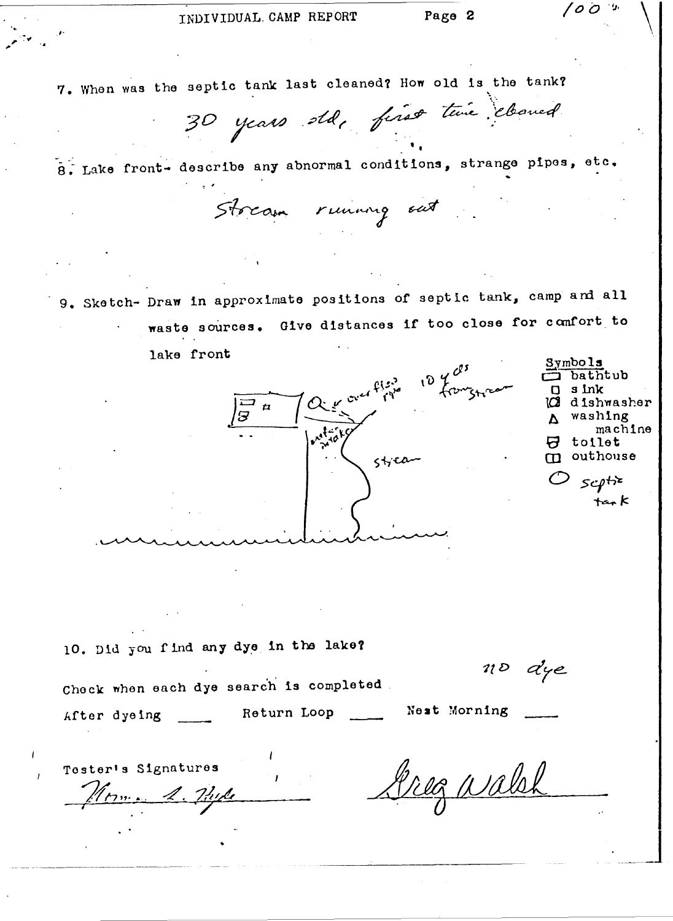INDIVIDUAL CAMP REPORT

100

7. When was the septic tank last cleaned? How old is the tank?

*30 years old, first time cleaned*

8. Lake front- describe any abnormal conditions, strange pipes, etc.

*Stream running out*

9. Sketch- Draw in approximate positions of septic tank, camp and all waste sources. Give distances if too close for comfort to lake front

overflow pipe

10 yds from stream

water intake

stream

Symbols
- bathtub
- sink
- dishwasher
- washing machine
- toilet
- outhouse
- septic tank

10. Did you find any dye in the lake?

*no dye*

Check when each dye search is completed

After dyeing ____ Return Loop ____ Next Morning ____

Tester's Signatures

*Norman L. Hyde* *Greg Walsh*